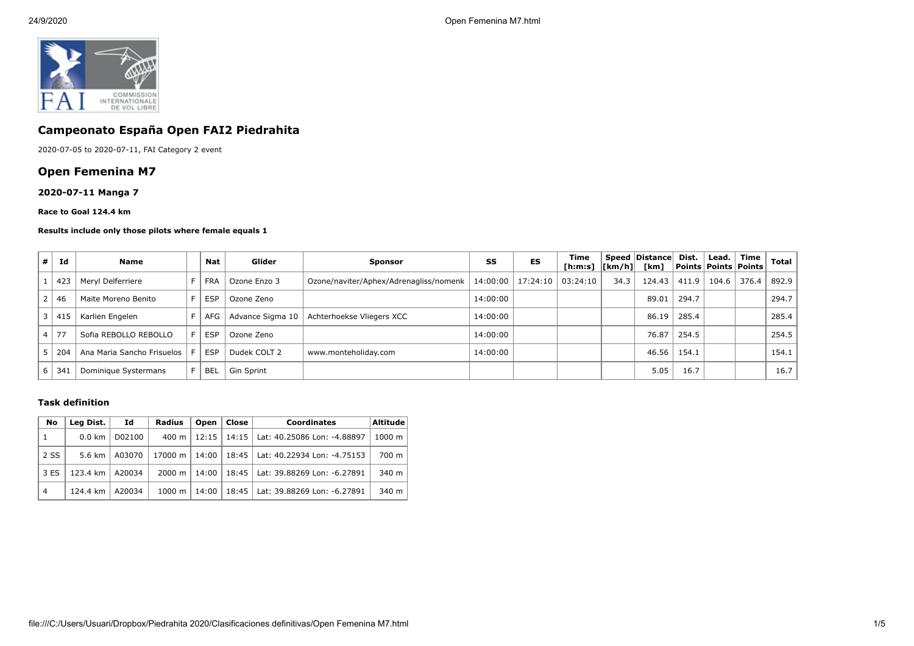## Campeonato España Open FAI2 Piedrahita

2020-07-05 to 2020-07-11, FAI Category 2 event

## Open Femenina M7

### 2020-07-11 Manga 7

**Race to Goal 124.4 km**

**Results include only those pilots where female equals 1**

| # | Id | Name | | Nat | Glider | Sponsor | SS | ES | Time [h:m:s] | Speed [km/h] | Distance [km] | Dist. Points | Lead. Points | Time Points | Total |
|---|---|---|---|---|---|---|---|---|---|---|---|---|---|---|---|
| 1 | 423 | Meryl Delferriere | F | FRA | Ozone Enzo 3 | Ozone/naviter/Aphex/Adrenagliss/nomenk | 14:00:00 | 17:24:10 | 03:24:10 | 34.3 | 124.43 | 411.9 | 104.6 | 376.4 | 892.9 |
| 2 | 46 | Maite Moreno Benito | F | ESP | Ozone Zeno | | 14:00:00 | | | | 89.01 | 294.7 | | | 294.7 |
| 3 | 415 | Karlien Engelen | F | AFG | Advance Sigma 10 | Achterhoekse Vliegers XCC | 14:00:00 | | | | 86.19 | 285.4 | | | 285.4 |
| 4 | 77 | Sofia REBOLLO REBOLLO | F | ESP | Ozone Zeno | | 14:00:00 | | | | 76.87 | 254.5 | | | 254.5 |
| 5 | 204 | Ana Maria Sancho Frisuelos | F | ESP | Dudek COLT 2 | www.monteholiday.com | 14:00:00 | | | | 46.56 | 154.1 | | | 154.1 |
| 6 | 341 | Dominique Systermans | F | BEL | Gin Sprint | | | | | | 5.05 | 16.7 | | | 16.7 |

#### Task definition

| No | Leg Dist. | Id | Radius | Open | Close | Coordinates | Altitude |
|---|---|---|---|---|---|---|---|
| 1 | 0.0 km | D02100 | 400 m | 12:15 | 14:15 | Lat: 40.25086 Lon: -4.88897 | 1000 m |
| 2 SS | 5.6 km | A03070 | 17000 m | 14:00 | 18:45 | Lat: 40.22934 Lon: -4.75153 | 700 m |
| 3 ES | 123.4 km | A20034 | 2000 m | 14:00 | 18:45 | Lat: 39.88269 Lon: -6.27891 | 340 m |
| 4 | 124.4 km | A20034 | 1000 m | 14:00 | 18:45 | Lat: 39.88269 Lon: -6.27891 | 340 m |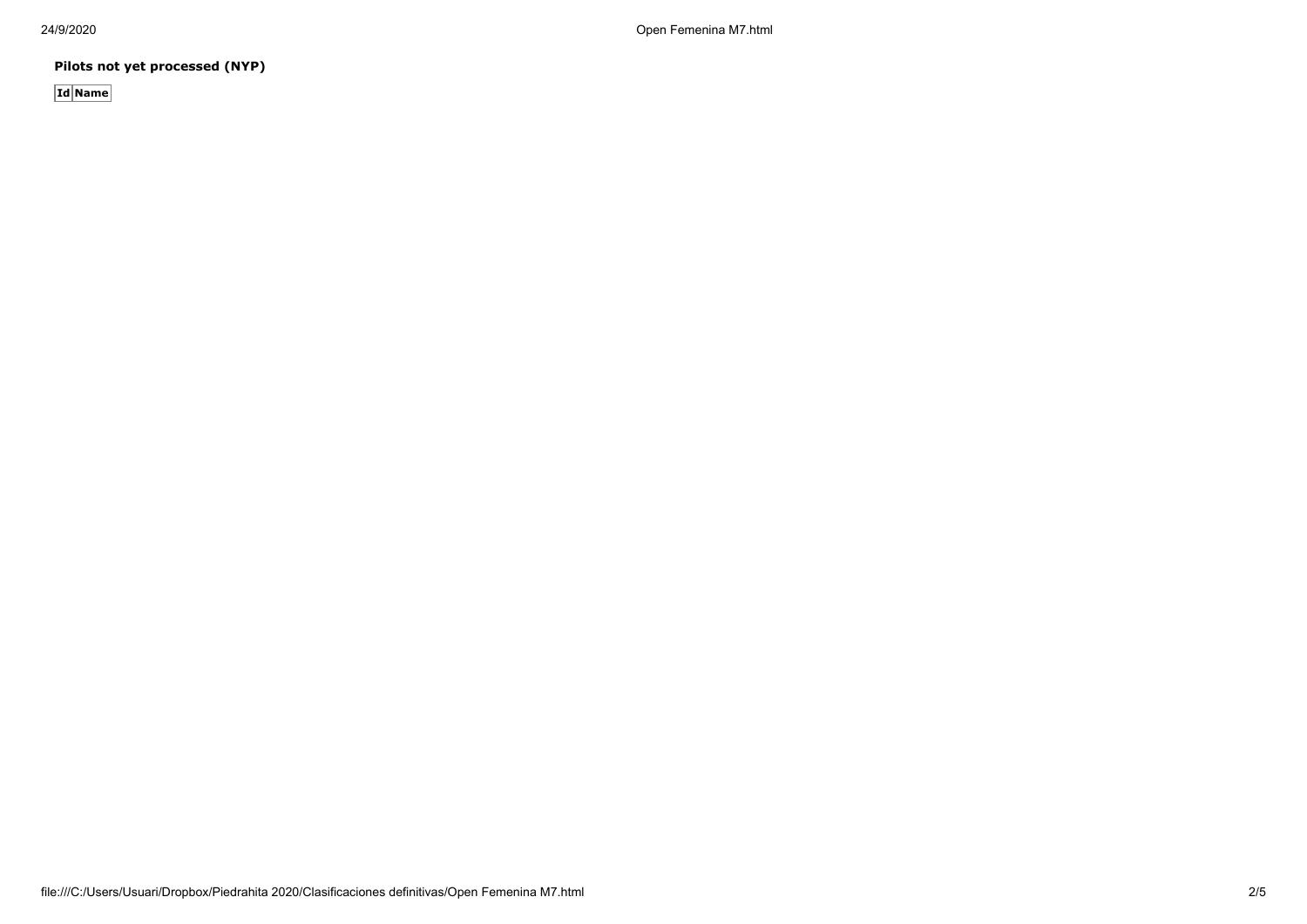**Pilots not yet processed (NYP)**

| Id | Name |
| --- | --- |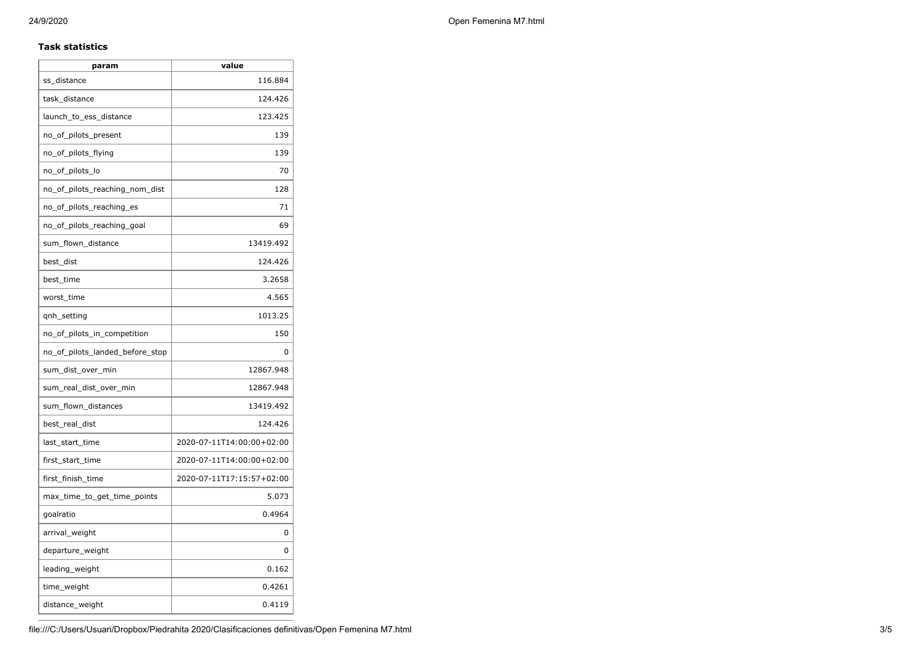### Task statistics

| param | value |
|---|---|
| ss_distance | 116.884 |
| task_distance | 124.426 |
| launch_to_ess_distance | 123.425 |
| no_of_pilots_present | 139 |
| no_of_pilots_flying | 139 |
| no_of_pilots_lo | 70 |
| no_of_pilots_reaching_nom_dist | 128 |
| no_of_pilots_reaching_es | 71 |
| no_of_pilots_reaching_goal | 69 |
| sum_flown_distance | 13419.492 |
| best_dist | 124.426 |
| best_time | 3.2658 |
| worst_time | 4.565 |
| qnh_setting | 1013.25 |
| no_of_pilots_in_competition | 150 |
| no_of_pilots_landed_before_stop | 0 |
| sum_dist_over_min | 12867.948 |
| sum_real_dist_over_min | 12867.948 |
| sum_flown_distances | 13419.492 |
| best_real_dist | 124.426 |
| last_start_time | 2020-07-11T14:00:00+02:00 |
| first_start_time | 2020-07-11T14:00:00+02:00 |
| first_finish_time | 2020-07-11T17:15:57+02:00 |
| max_time_to_get_time_points | 5.073 |
| goalratio | 0.4964 |
| arrival_weight | 0 |
| departure_weight | 0 |
| leading_weight | 0.162 |
| time_weight | 0.4261 |
| distance_weight | 0.4119 |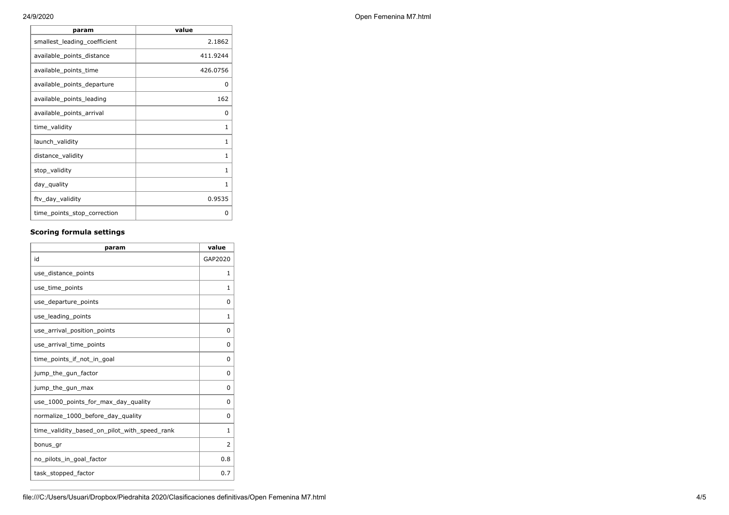| param | value |
| --- | --- |
| smallest_leading_coefficient | 2.1862 |
| available_points_distance | 411.9244 |
| available_points_time | 426.0756 |
| available_points_departure | 0 |
| available_points_leading | 162 |
| available_points_arrival | 0 |
| time_validity | 1 |
| launch_validity | 1 |
| distance_validity | 1 |
| stop_validity | 1 |
| day_quality | 1 |
| ftv_day_validity | 0.9535 |
| time_points_stop_correction | 0 |

### Scoring formula settings

| param | value |
| --- | --- |
| id | GAP2020 |
| use_distance_points | 1 |
| use_time_points | 1 |
| use_departure_points | 0 |
| use_leading_points | 1 |
| use_arrival_position_points | 0 |
| use_arrival_time_points | 0 |
| time_points_if_not_in_goal | 0 |
| jump_the_gun_factor | 0 |
| jump_the_gun_max | 0 |
| use_1000_points_for_max_day_quality | 0 |
| normalize_1000_before_day_quality | 0 |
| time_validity_based_on_pilot_with_speed_rank | 1 |
| bonus_gr | 2 |
| no_pilots_in_goal_factor | 0.8 |
| task_stopped_factor | 0.7 |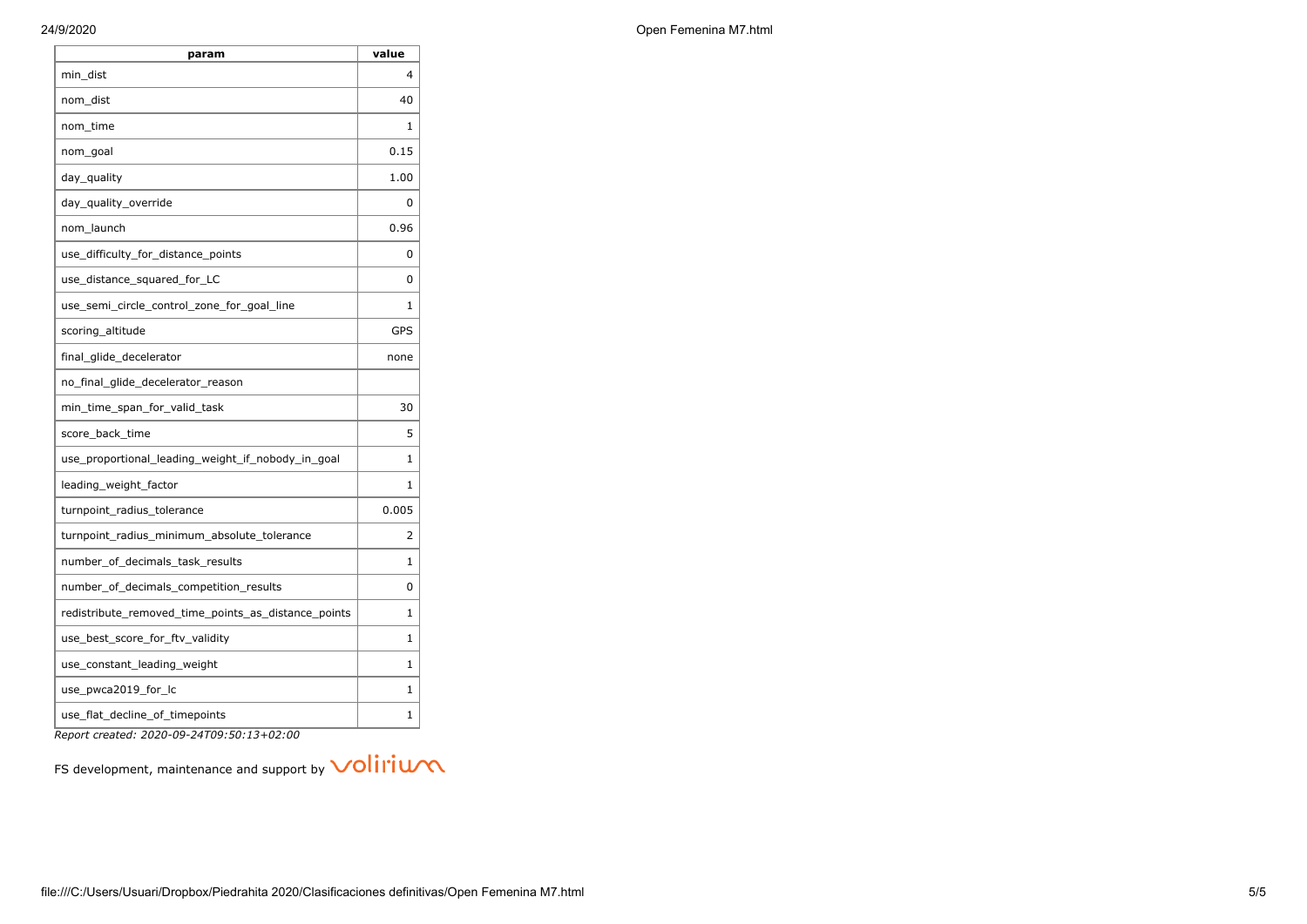| param | value |
|---|---|
| min_dist | 4 |
| nom_dist | 40 |
| nom_time | 1 |
| nom_goal | 0.15 |
| day_quality | 1.00 |
| day_quality_override | 0 |
| nom_launch | 0.96 |
| use_difficulty_for_distance_points | 0 |
| use_distance_squared_for_LC | 0 |
| use_semi_circle_control_zone_for_goal_line | 1 |
| scoring_altitude | GPS |
| final_glide_decelerator | none |
| no_final_glide_decelerator_reason | |
| min_time_span_for_valid_task | 30 |
| score_back_time | 5 |
| use_proportional_leading_weight_if_nobody_in_goal | 1 |
| leading_weight_factor | 1 |
| turnpoint_radius_tolerance | 0.005 |
| turnpoint_radius_minimum_absolute_tolerance | 2 |
| number_of_decimals_task_results | 1 |
| number_of_decimals_competition_results | 0 |
| redistribute_removed_time_points_as_distance_points | 1 |
| use_best_score_for_ftv_validity | 1 |
| use_constant_leading_weight | 1 |
| use_pwca2019_for_lc | 1 |
| use_flat_decline_of_timepoints | 1 |

*Report created: 2020-09-24T09:50:13+02:00*

FS development, maintenance and support by volirium